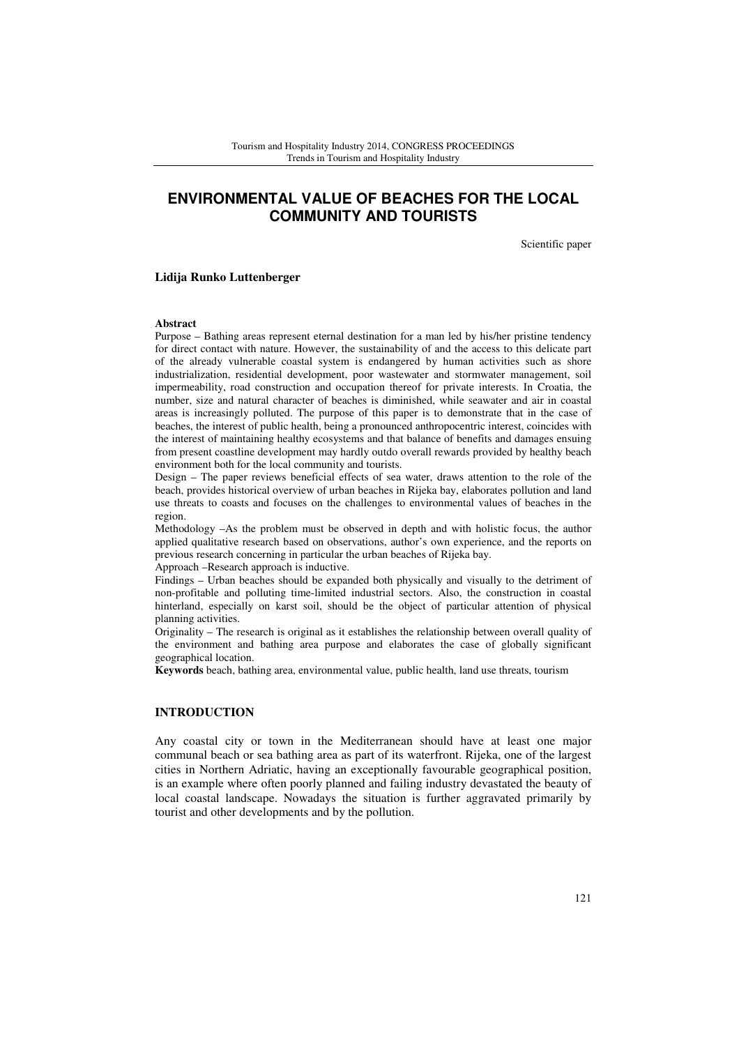# ENVIRONMENTAL VALUE OF BEACHES FOR THE LOCAL COMMUNITY AND TOURISTS

Scientific paper

**Lidija Runko Luttenberger**

**Abstract**

Purpose – Bathing areas represent eternal destination for a man led by his/her pristine tendency for direct contact with nature. However, the sustainability of and the access to this delicate part of the already vulnerable coastal system is endangered by human activities such as shore industrialization, residential development, poor wastewater and stormwater management, soil impermeability, road construction and occupation thereof for private interests. In Croatia, the number, size and natural character of beaches is diminished, while seawater and air in coastal areas is increasingly polluted. The purpose of this paper is to demonstrate that in the case of beaches, the interest of public health, being a pronounced anthropocentric interest, coincides with the interest of maintaining healthy ecosystems and that balance of benefits and damages ensuing from present coastline development may hardly outdo overall rewards provided by healthy beach environment both for the local community and tourists.

Design – The paper reviews beneficial effects of sea water, draws attention to the role of the beach, provides historical overview of urban beaches in Rijeka bay, elaborates pollution and land use threats to coasts and focuses on the challenges to environmental values of beaches in the region.

Methodology –As the problem must be observed in depth and with holistic focus, the author applied qualitative research based on observations, author's own experience, and the reports on previous research concerning in particular the urban beaches of Rijeka bay.

Approach –Research approach is inductive.

Findings – Urban beaches should be expanded both physically and visually to the detriment of non-profitable and polluting time-limited industrial sectors. Also, the construction in coastal hinterland, especially on karst soil, should be the object of particular attention of physical planning activities.

Originality – The research is original as it establishes the relationship between overall quality of the environment and bathing area purpose and elaborates the case of globally significant geographical location.

**Keywords** beach, bathing area, environmental value, public health, land use threats, tourism

## INTRODUCTION

Any coastal city or town in the Mediterranean should have at least one major communal beach or sea bathing area as part of its waterfront. Rijeka, one of the largest cities in Northern Adriatic, having an exceptionally favourable geographical position, is an example where often poorly planned and failing industry devastated the beauty of local coastal landscape. Nowadays the situation is further aggravated primarily by tourist and other developments and by the pollution.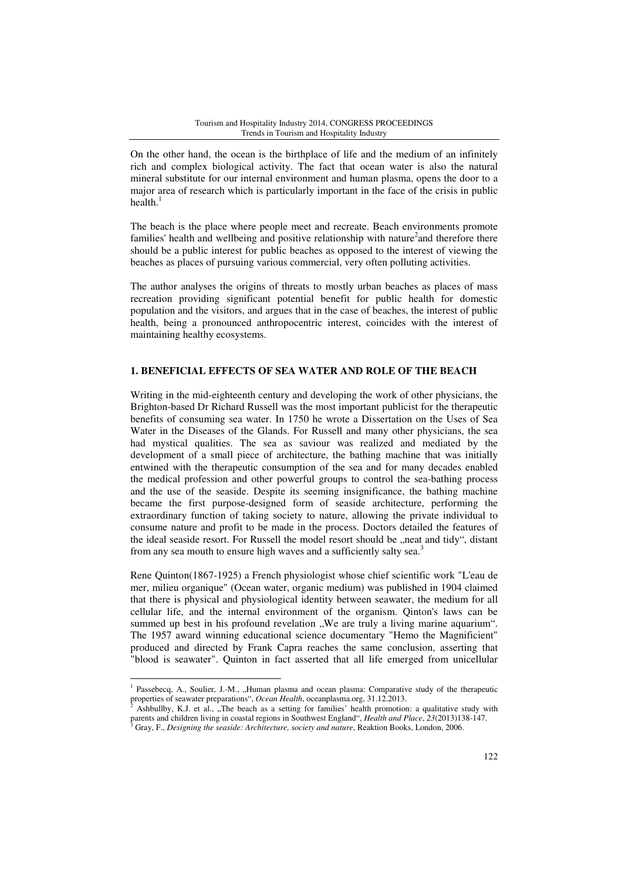On the other hand, the ocean is the birthplace of life and the medium of an infinitely rich and complex biological activity. The fact that ocean water is also the natural mineral substitute for our internal environment and human plasma, opens the door to a major area of research which is particularly important in the face of the crisis in public health.[1]

The beach is the place where people meet and recreate. Beach environments promote families' health and wellbeing and positive relationship with nature[2]and therefore there should be a public interest for public beaches as opposed to the interest of viewing the beaches as places of pursuing various commercial, very often polluting activities.

The author analyses the origins of threats to mostly urban beaches as places of mass recreation providing significant potential benefit for public health for domestic population and the visitors, and argues that in the case of beaches, the interest of public health, being a pronounced anthropocentric interest, coincides with the interest of maintaining healthy ecosystems.

## 1. BENEFICIAL EFFECTS OF SEA WATER AND ROLE OF THE BEACH

Writing in the mid-eighteenth century and developing the work of other physicians, the Brighton-based Dr Richard Russell was the most important publicist for the therapeutic benefits of consuming sea water. In 1750 he wrote a Dissertation on the Uses of Sea Water in the Diseases of the Glands. For Russell and many other physicians, the sea had mystical qualities. The sea as saviour was realized and mediated by the development of a small piece of architecture, the bathing machine that was initially entwined with the therapeutic consumption of the sea and for many decades enabled the medical profession and other powerful groups to control the sea-bathing process and the use of the seaside. Despite its seeming insignificance, the bathing machine became the first purpose-designed form of seaside architecture, performing the extraordinary function of taking society to nature, allowing the private individual to consume nature and profit to be made in the process. Doctors detailed the features of the ideal seaside resort. For Russell the model resort should be „neat and tidy", distant from any sea mouth to ensure high waves and a sufficiently salty sea.[3]

Rene Quinton(1867-1925) a French physiologist whose chief scientific work "L'eau de mer, milieu organique" (Ocean water, organic medium) was published in 1904 claimed that there is physical and physiological identity between seawater, the medium for all cellular life, and the internal environment of the organism. Qinton's laws can be summed up best in his profound revelation „We are truly a living marine aquarium". The 1957 award winning educational science documentary "Hemo the Magnificient" produced and directed by Frank Capra reaches the same conclusion, asserting that "blood is seawater". Quinton in fact asserted that all life emerged from unicellular

---

[1] Passebecq, A., Soulier, J.-M., „Human plasma and ocean plasma: Comparative study of the therapeutic properties of seawater preparations", *Ocean Health*, oceanplasma.org, 31.12.2013.

[2] Ashbullby, K.J. et al., „The beach as a setting for families' health promotion: a qualitative study with parents and children living in coastal regions in Southwest England", *Health and Place*, *23*(2013)138-147.

[3] Gray, F., *Designing the seaside: Architecture, society and nature*, Reaktion Books, London, 2006.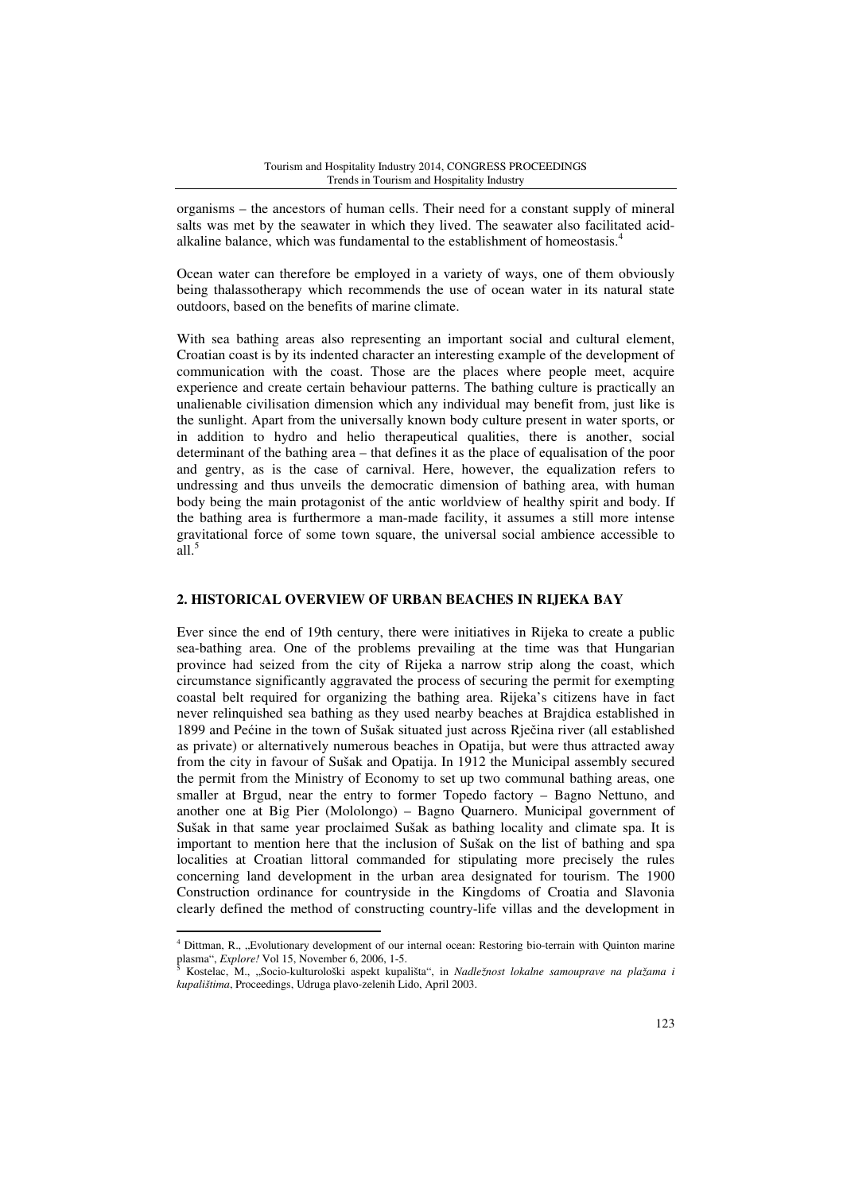organisms – the ancestors of human cells. Their need for a constant supply of mineral salts was met by the seawater in which they lived. The seawater also facilitated acid-alkaline balance, which was fundamental to the establishment of homeostasis.[4]

Ocean water can therefore be employed in a variety of ways, one of them obviously being thalassotherapy which recommends the use of ocean water in its natural state outdoors, based on the benefits of marine climate.

With sea bathing areas also representing an important social and cultural element, Croatian coast is by its indented character an interesting example of the development of communication with the coast. Those are the places where people meet, acquire experience and create certain behaviour patterns. The bathing culture is practically an unalienable civilisation dimension which any individual may benefit from, just like is the sunlight. Apart from the universally known body culture present in water sports, or in addition to hydro and helio therapeutical qualities, there is another, social determinant of the bathing area – that defines it as the place of equalisation of the poor and gentry, as is the case of carnival. Here, however, the equalization refers to undressing and thus unveils the democratic dimension of bathing area, with human body being the main protagonist of the antic worldview of healthy spirit and body. If the bathing area is furthermore a man-made facility, it assumes a still more intense gravitational force of some town square, the universal social ambience accessible to all.[5]

## 2. HISTORICAL OVERVIEW OF URBAN BEACHES IN RIJEKA BAY

Ever since the end of 19th century, there were initiatives in Rijeka to create a public sea-bathing area. One of the problems prevailing at the time was that Hungarian province had seized from the city of Rijeka a narrow strip along the coast, which circumstance significantly aggravated the process of securing the permit for exempting coastal belt required for organizing the bathing area. Rijeka's citizens have in fact never relinquished sea bathing as they used nearby beaches at Brajdica established in 1899 and Pećine in the town of Sušak situated just across Rječina river (all established as private) or alternatively numerous beaches in Opatija, but were thus attracted away from the city in favour of Sušak and Opatija. In 1912 the Municipal assembly secured the permit from the Ministry of Economy to set up two communal bathing areas, one smaller at Brgud, near the entry to former Topedo factory – Bagno Nettuno, and another one at Big Pier (Mololongo) – Bagno Quarnero. Municipal government of Sušak in that same year proclaimed Sušak as bathing locality and climate spa. It is important to mention here that the inclusion of Sušak on the list of bathing and spa localities at Croatian littoral commanded for stipulating more precisely the rules concerning land development in the urban area designated for tourism. The 1900 Construction ordinance for countryside in the Kingdoms of Croatia and Slavonia clearly defined the method of constructing country-life villas and the development in

---

[4] Dittman, R., „Evolutionary development of our internal ocean: Restoring bio-terrain with Quinton marine plasma", *Explore!* Vol 15, November 6, 2006, 1-5.

[5] Kostelac, M., „Socio-kulturološki aspekt kupališta", in *Nadležnost lokalne samouprave na plažama i kupalištima*, Proceedings, Udruga plavo-zelenih Lido, April 2003.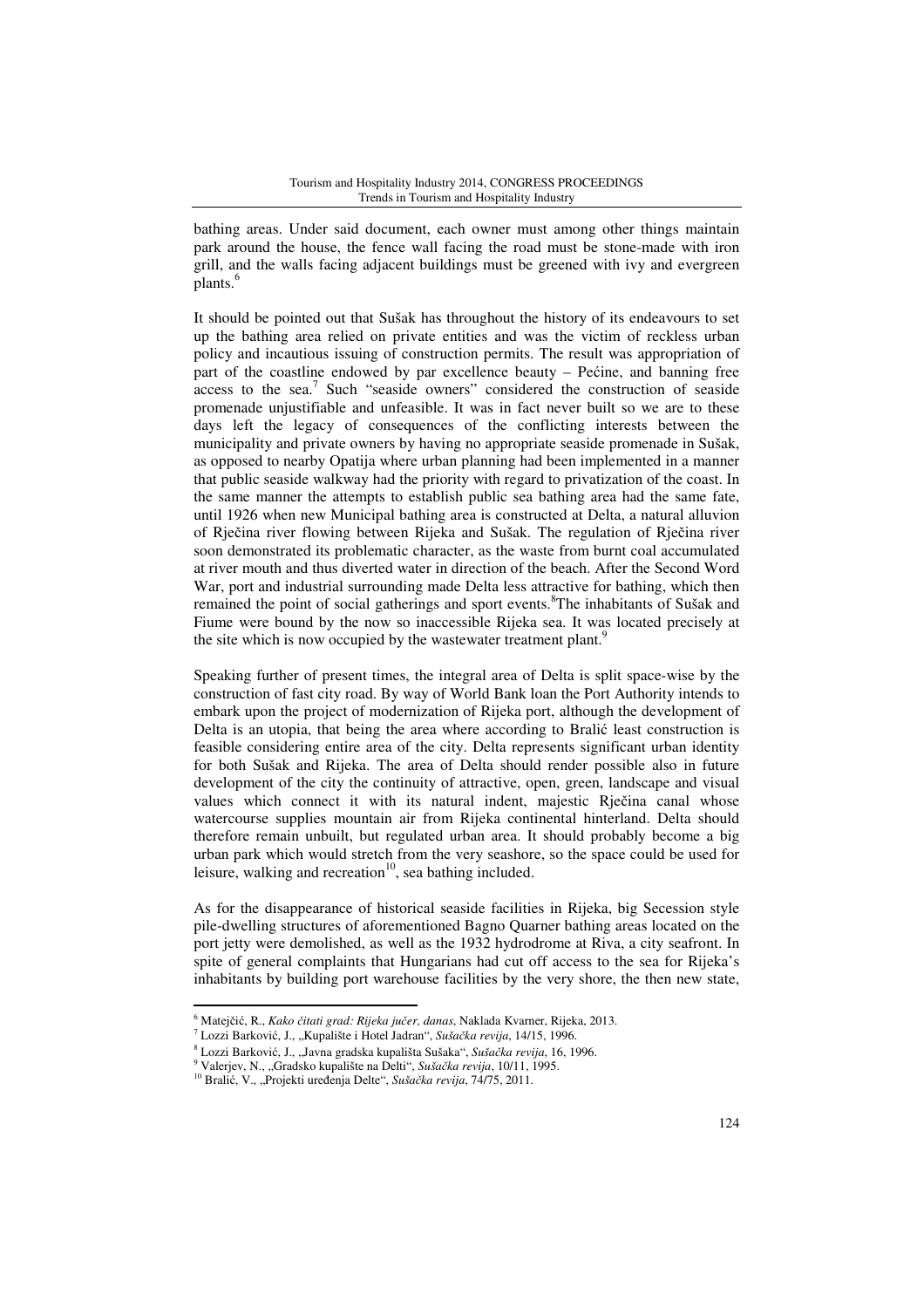bathing areas. Under said document, each owner must among other things maintain park around the house, the fence wall facing the road must be stone-made with iron grill, and the walls facing adjacent buildings must be greened with ivy and evergreen plants.[6]

It should be pointed out that Sušak has throughout the history of its endeavours to set up the bathing area relied on private entities and was the victim of reckless urban policy and incautious issuing of construction permits. The result was appropriation of part of the coastline endowed by par excellence beauty – Pećine, and banning free access to the sea.[7] Such "seaside owners" considered the construction of seaside promenade unjustifiable and unfeasible. It was in fact never built so we are to these days left the legacy of consequences of the conflicting interests between the municipality and private owners by having no appropriate seaside promenade in Sušak, as opposed to nearby Opatija where urban planning had been implemented in a manner that public seaside walkway had the priority with regard to privatization of the coast. In the same manner the attempts to establish public sea bathing area had the same fate, until 1926 when new Municipal bathing area is constructed at Delta, a natural alluvion of Rječina river flowing between Rijeka and Sušak. The regulation of Rječina river soon demonstrated its problematic character, as the waste from burnt coal accumulated at river mouth and thus diverted water in direction of the beach. After the Second Word War, port and industrial surrounding made Delta less attractive for bathing, which then remained the point of social gatherings and sport events.[8]The inhabitants of Sušak and Fiume were bound by the now so inaccessible Rijeka sea. It was located precisely at the site which is now occupied by the wastewater treatment plant.[9]

Speaking further of present times, the integral area of Delta is split space-wise by the construction of fast city road. By way of World Bank loan the Port Authority intends to embark upon the project of modernization of Rijeka port, although the development of Delta is an utopia, that being the area where according to Bralić least construction is feasible considering entire area of the city. Delta represents significant urban identity for both Sušak and Rijeka. The area of Delta should render possible also in future development of the city the continuity of attractive, open, green, landscape and visual values which connect it with its natural indent, majestic Rječina canal whose watercourse supplies mountain air from Rijeka continental hinterland. Delta should therefore remain unbuilt, but regulated urban area. It should probably become a big urban park which would stretch from the very seashore, so the space could be used for leisure, walking and recreation[10], sea bathing included.

As for the disappearance of historical seaside facilities in Rijeka, big Secession style pile-dwelling structures of aforementioned Bagno Quarner bathing areas located on the port jetty were demolished, as well as the 1932 hydrodrome at Riva, a city seafront. In spite of general complaints that Hungarians had cut off access to the sea for Rijeka's inhabitants by building port warehouse facilities by the very shore, the then new state,

---

[6] Matejčić, R., *Kako čitati grad: Rijeka jučer, danas*, Naklada Kvarner, Rijeka, 2013.

[7] Lozzi Barković, J., „Kupalište i Hotel Jadran", *Sušačka revija*, 14/15, 1996.

[8] Lozzi Barković, J., „Javna gradska kupališta Sušaka", *Sušačka revija*, 16, 1996.

[9] Valerjev, N., „Gradsko kupalište na Delti", *Sušačka revija*, 10/11, 1995.

[10] Bralić, V., „Projekti uređenja Delte", *Sušačka revija*, 74/75, 2011.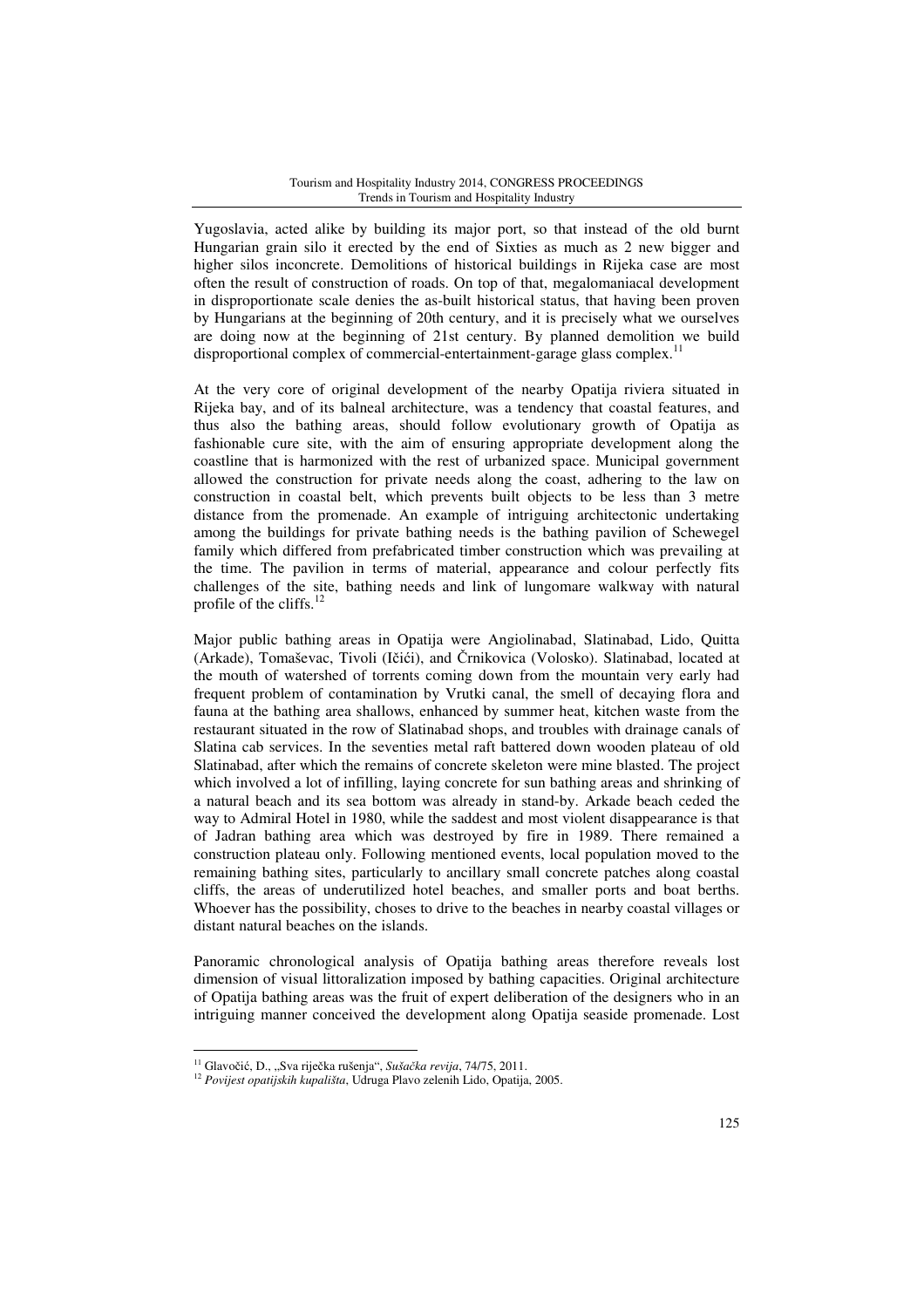Yugoslavia, acted alike by building its major port, so that instead of the old burnt Hungarian grain silo it erected by the end of Sixties as much as 2 new bigger and higher silos inconcrete. Demolitions of historical buildings in Rijeka case are most often the result of construction of roads. On top of that, megalomaniacal development in disproportionate scale denies the as-built historical status, that having been proven by Hungarians at the beginning of 20th century, and it is precisely what we ourselves are doing now at the beginning of 21st century. By planned demolition we build disproportional complex of commercial-entertainment-garage glass complex.[11]

At the very core of original development of the nearby Opatija riviera situated in Rijeka bay, and of its balneal architecture, was a tendency that coastal features, and thus also the bathing areas, should follow evolutionary growth of Opatija as fashionable cure site, with the aim of ensuring appropriate development along the coastline that is harmonized with the rest of urbanized space. Municipal government allowed the construction for private needs along the coast, adhering to the law on construction in coastal belt, which prevents built objects to be less than 3 metre distance from the promenade. An example of intriguing architectonic undertaking among the buildings for private bathing needs is the bathing pavilion of Schewegel family which differed from prefabricated timber construction which was prevailing at the time. The pavilion in terms of material, appearance and colour perfectly fits challenges of the site, bathing needs and link of lungomare walkway with natural profile of the cliffs.[12]

Major public bathing areas in Opatija were Angiolinabad, Slatinabad, Lido, Quitta (Arkade), Tomaševac, Tivoli (Ičići), and Črnikovica (Volosko). Slatinabad, located at the mouth of watershed of torrents coming down from the mountain very early had frequent problem of contamination by Vrutki canal, the smell of decaying flora and fauna at the bathing area shallows, enhanced by summer heat, kitchen waste from the restaurant situated in the row of Slatinabad shops, and troubles with drainage canals of Slatina cab services. In the seventies metal raft battered down wooden plateau of old Slatinabad, after which the remains of concrete skeleton were mine blasted. The project which involved a lot of infilling, laying concrete for sun bathing areas and shrinking of a natural beach and its sea bottom was already in stand-by. Arkade beach ceded the way to Admiral Hotel in 1980, while the saddest and most violent disappearance is that of Jadran bathing area which was destroyed by fire in 1989. There remained a construction plateau only. Following mentioned events, local population moved to the remaining bathing sites, particularly to ancillary small concrete patches along coastal cliffs, the areas of underutilized hotel beaches, and smaller ports and boat berths. Whoever has the possibility, choses to drive to the beaches in nearby coastal villages or distant natural beaches on the islands.

Panoramic chronological analysis of Opatija bathing areas therefore reveals lost dimension of visual littoralization imposed by bathing capacities. Original architecture of Opatija bathing areas was the fruit of expert deliberation of the designers who in an intriguing manner conceived the development along Opatija seaside promenade. Lost

---

[11] Glavočić, D., „Sva riječka rušenja“, *Sušačka revija*, 74/75, 2011.

[12] *Povijest opatijskih kupališta*, Udruga Plavo zelenih Lido, Opatija, 2005.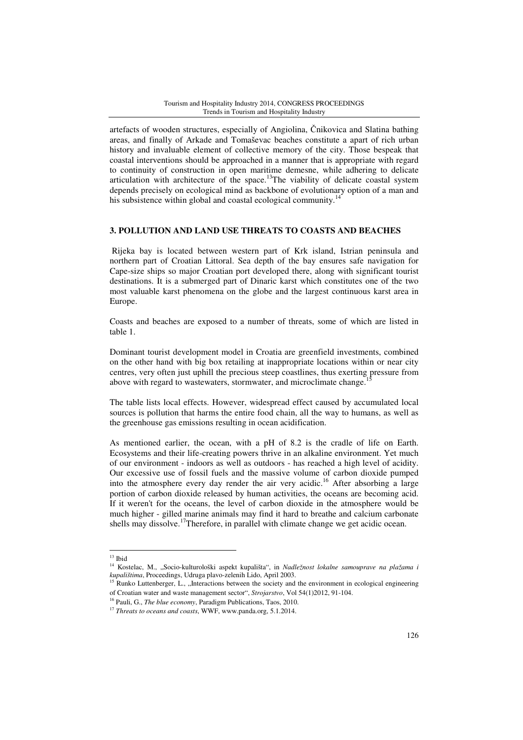artefacts of wooden structures, especially of Angiolina, Čnikovica and Slatina bathing areas, and finally of Arkade and Tomaševac beaches constitute a apart of rich urban history and invaluable element of collective memory of the city. Those bespeak that coastal interventions should be approached in a manner that is appropriate with regard to continuity of construction in open maritime demesne, while adhering to delicate articulation with architecture of the space.[13]The viability of delicate coastal system depends precisely on ecological mind as backbone of evolutionary option of a man and his subsistence within global and coastal ecological community.[14]

## 3. POLLUTION AND LAND USE THREATS TO COASTS AND BEACHES

Rijeka bay is located between western part of Krk island, Istrian peninsula and northern part of Croatian Littoral. Sea depth of the bay ensures safe navigation for Cape-size ships so major Croatian port developed there, along with significant tourist destinations. It is a submerged part of Dinaric karst which constitutes one of the two most valuable karst phenomena on the globe and the largest continuous karst area in Europe.

Coasts and beaches are exposed to a number of threats, some of which are listed in table 1.

Dominant tourist development model in Croatia are greenfield investments, combined on the other hand with big box retailing at inappropriate locations within or near city centres, very often just uphill the precious steep coastlines, thus exerting pressure from above with regard to wastewaters, stormwater, and microclimate change.[15]

The table lists local effects. However, widespread effect caused by accumulated local sources is pollution that harms the entire food chain, all the way to humans, as well as the greenhouse gas emissions resulting in ocean acidification.

As mentioned earlier, the ocean, with a pH of 8.2 is the cradle of life on Earth. Ecosystems and their life-creating powers thrive in an alkaline environment. Yet much of our environment - indoors as well as outdoors - has reached a high level of acidity. Our excessive use of fossil fuels and the massive volume of carbon dioxide pumped into the atmosphere every day render the air very acidic.[16] After absorbing a large portion of carbon dioxide released by human activities, the oceans are becoming acid. If it weren't for the oceans, the level of carbon dioxide in the atmosphere would be much higher - gilled marine animals may find it hard to breathe and calcium carbonate shells may dissolve.[17]Therefore, in parallel with climate change we get acidic ocean.

---

[13] Ibid

[14] Kostelac, M., „Socio-kulturološki aspekt kupališta", in *Nadležnost lokalne samouprave na plažama i kupalištima*, Proceedings, Udruga plavo-zelenih Lido, April 2003.

[15] Runko Luttenberger, L., „Interactions between the society and the environment in ecological engineering of Croatian water and waste management sector", *Strojarstvo*, Vol 54(1)2012, 91-104.

[16] Pauli, G., *The blue economy*, Paradigm Publications, Taos, 2010.

[17] *Threats to oceans and coasts*, WWF, www.panda.org, 5.1.2014.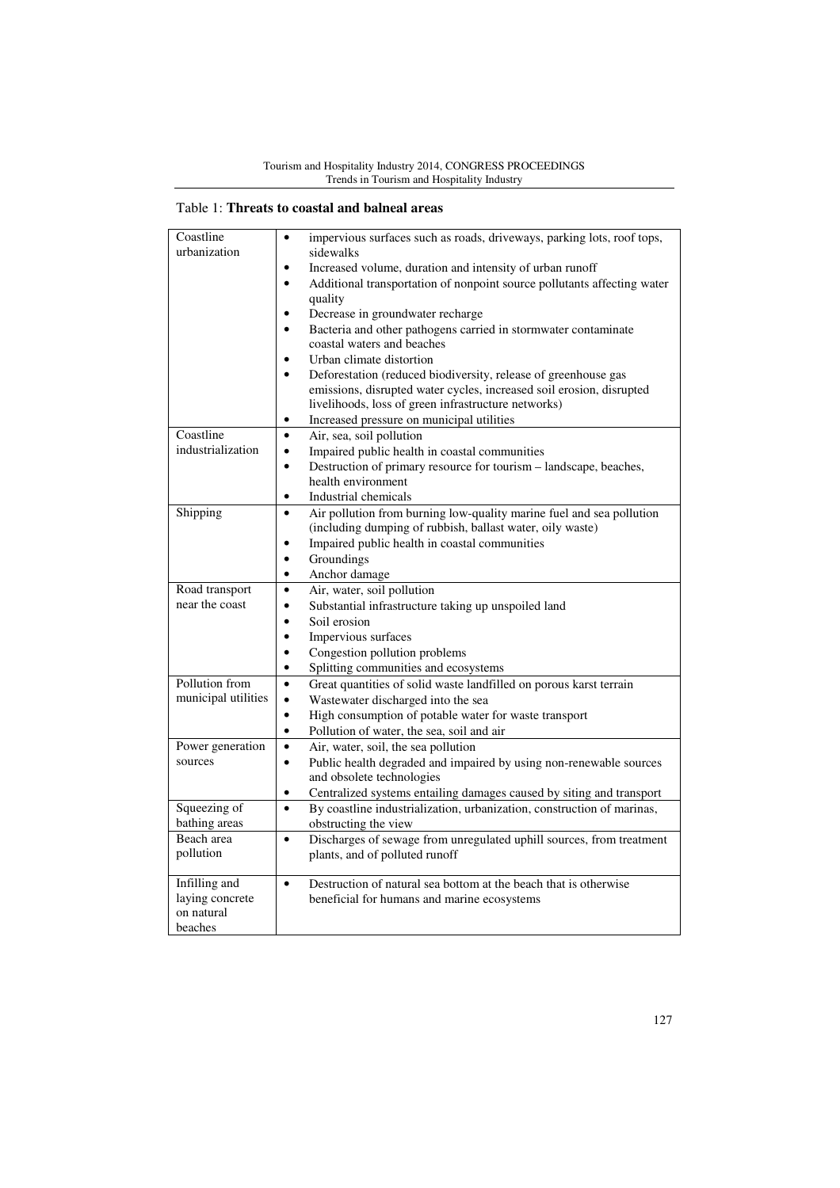Table 1: **Threats to coastal and balneal areas**

| Threat | Effects |
|---|---|
| Coastline urbanization | • impervious surfaces such as roads, driveways, parking lots, roof tops, sidewalks<br>• Increased volume, duration and intensity of urban runoff<br>• Additional transportation of nonpoint source pollutants affecting water quality<br>• Decrease in groundwater recharge<br>• Bacteria and other pathogens carried in stormwater contaminate coastal waters and beaches<br>• Urban climate distortion<br>• Deforestation (reduced biodiversity, release of greenhouse gas emissions, disrupted water cycles, increased soil erosion, disrupted livelihoods, loss of green infrastructure networks)<br>• Increased pressure on municipal utilities |
| Coastline industrialization | • Air, sea, soil pollution<br>• Impaired public health in coastal communities<br>• Destruction of primary resource for tourism – landscape, beaches, health environment<br>• Industrial chemicals |
| Shipping | • Air pollution from burning low-quality marine fuel and sea pollution (including dumping of rubbish, ballast water, oily waste)<br>• Impaired public health in coastal communities<br>• Groundings<br>• Anchor damage |
| Road transport near the coast | • Air, water, soil pollution<br>• Substantial infrastructure taking up unspoiled land<br>• Soil erosion<br>• Impervious surfaces<br>• Congestion pollution problems<br>• Splitting communities and ecosystems |
| Pollution from municipal utilities | • Great quantities of solid waste landfilled on porous karst terrain<br>• Wastewater discharged into the sea<br>• High consumption of potable water for waste transport<br>• Pollution of water, the sea, soil and air |
| Power generation sources | • Air, water, soil, the sea pollution<br>• Public health degraded and impaired by using non-renewable sources and obsolete technologies<br>• Centralized systems entailing damages caused by siting and transport |
| Squeezing of bathing areas | • By coastline industrialization, urbanization, construction of marinas, obstructing the view |
| Beach area pollution | • Discharges of sewage from unregulated uphill sources, from treatment plants, and of polluted runoff |
| Infilling and laying concrete on natural beaches | • Destruction of natural sea bottom at the beach that is otherwise beneficial for humans and marine ecosystems |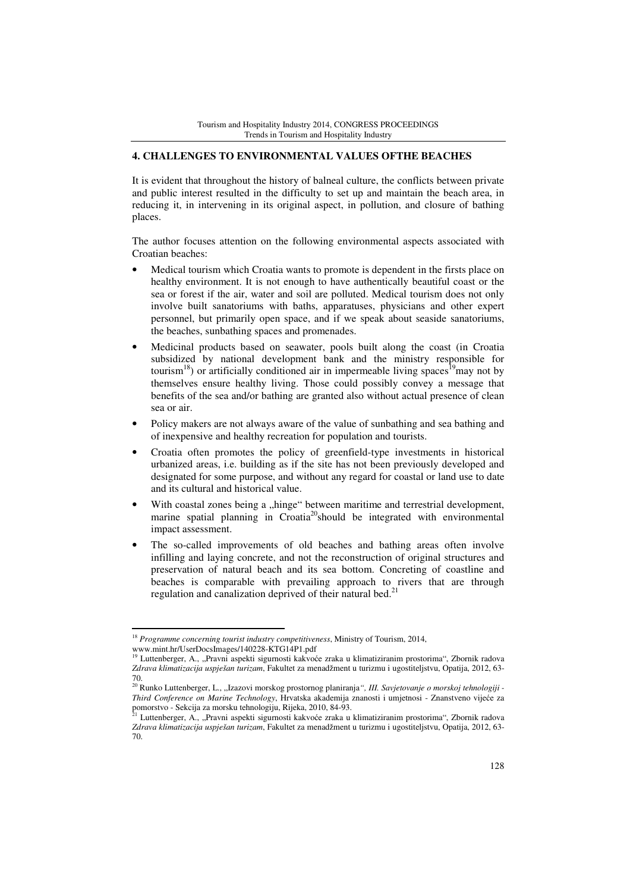## 4. CHALLENGES TO ENVIRONMENTAL VALUES OFTHE BEACHES

It is evident that throughout the history of balneal culture, the conflicts between private and public interest resulted in the difficulty to set up and maintain the beach area, in reducing it, in intervening in its original aspect, in pollution, and closure of bathing places.

The author focuses attention on the following environmental aspects associated with Croatian beaches:

- Medical tourism which Croatia wants to promote is dependent in the firsts place on healthy environment. It is not enough to have authentically beautiful coast or the sea or forest if the air, water and soil are polluted. Medical tourism does not only involve built sanatoriums with baths, apparatuses, physicians and other expert personnel, but primarily open space, and if we speak about seaside sanatoriums, the beaches, sunbathing spaces and promenades.
- Medicinal products based on seawater, pools built along the coast (in Croatia subsidized by national development bank and the ministry responsible for tourism[18]) or artificially conditioned air in impermeable living spaces[19]may not by themselves ensure healthy living. Those could possibly convey a message that benefits of the sea and/or bathing are granted also without actual presence of clean sea or air.
- Policy makers are not always aware of the value of sunbathing and sea bathing and of inexpensive and healthy recreation for population and tourists.
- Croatia often promotes the policy of greenfield-type investments in historical urbanized areas, i.e. building as if the site has not been previously developed and designated for some purpose, and without any regard for coastal or land use to date and its cultural and historical value.
- With coastal zones being a „hinge" between maritime and terrestrial development, marine spatial planning in Croatia[20]should be integrated with environmental impact assessment.
- The so-called improvements of old beaches and bathing areas often involve infilling and laying concrete, and not the reconstruction of original structures and preservation of natural beach and its sea bottom. Concreting of coastline and beaches is comparable with prevailing approach to rivers that are through regulation and canalization deprived of their natural bed.[21]

---

[18] *Programme concerning tourist industry competitiveness*, Ministry of Tourism, 2014, www.mint.hr/UserDocsImages/140228-KTG14P1.pdf

[19] Luttenberger, A., „Pravni aspekti sigurnosti kakvoće zraka u klimatiziranim prostorima", Zbornik radova *Zdrava klimatizacija uspješan turizam*, Fakultet za menadžment u turizmu i ugostiteljstvu, Opatija, 2012, 63-70.

[20] Runko Luttenberger, L., „Izazovi morskog prostornog planiranja*", III. Savjetovanje o morskoj tehnologiji - Third Conference on Marine Technology*, Hrvatska akademija znanosti i umjetnosi - Znanstveno vijeće za pomorstvo - Sekcija za morsku tehnologiju, Rijeka, 2010, 84-93.

[21] Luttenberger, A., „Pravni aspekti sigurnosti kakvoće zraka u klimatiziranim prostorima", Zbornik radova *Zdrava klimatizacija uspješan turizam*, Fakultet za menadžment u turizmu i ugostiteljstvu, Opatija, 2012, 63-70.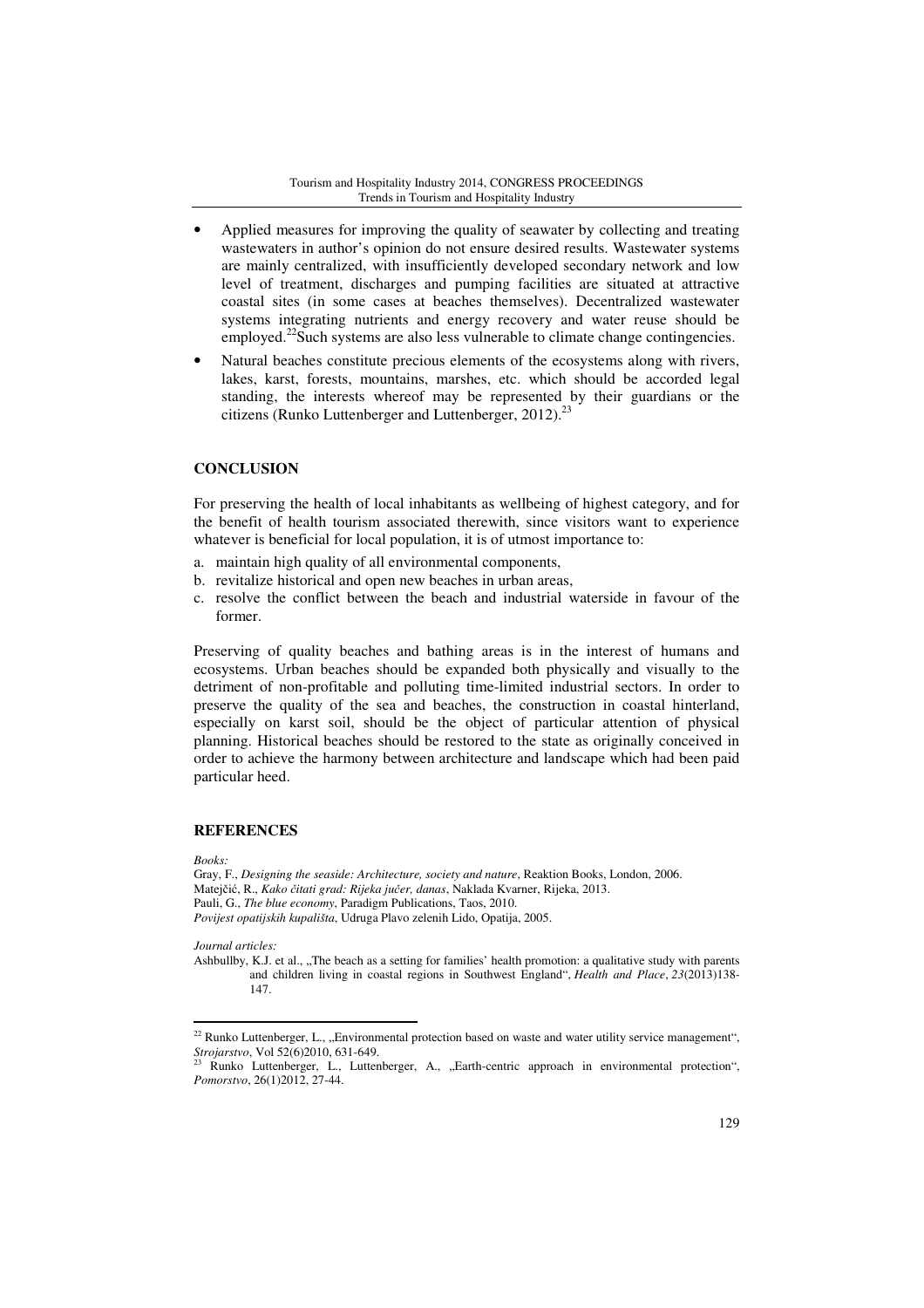- Applied measures for improving the quality of seawater by collecting and treating wastewaters in author's opinion do not ensure desired results. Wastewater systems are mainly centralized, with insufficiently developed secondary network and low level of treatment, discharges and pumping facilities are situated at attractive coastal sites (in some cases at beaches themselves). Decentralized wastewater systems integrating nutrients and energy recovery and water reuse should be employed.[22]Such systems are also less vulnerable to climate change contingencies.
- Natural beaches constitute precious elements of the ecosystems along with rivers, lakes, karst, forests, mountains, marshes, etc. which should be accorded legal standing, the interests whereof may be represented by their guardians or the citizens (Runko Luttenberger and Luttenberger, 2012).[23]

## CONCLUSION

For preserving the health of local inhabitants as wellbeing of highest category, and for the benefit of health tourism associated therewith, since visitors want to experience whatever is beneficial for local population, it is of utmost importance to:

a. maintain high quality of all environmental components,
b. revitalize historical and open new beaches in urban areas,
c. resolve the conflict between the beach and industrial waterside in favour of the former.

Preserving of quality beaches and bathing areas is in the interest of humans and ecosystems. Urban beaches should be expanded both physically and visually to the detriment of non-profitable and polluting time-limited industrial sectors. In order to preserve the quality of the sea and beaches, the construction in coastal hinterland, especially on karst soil, should be the object of particular attention of physical planning. Historical beaches should be restored to the state as originally conceived in order to achieve the harmony between architecture and landscape which had been paid particular heed.

## REFERENCES

*Books:*

Gray, F., *Designing the seaside: Architecture, society and nature*, Reaktion Books, London, 2006.
Matejčić, R., *Kako čitati grad: Rijeka jučer, danas*, Naklada Kvarner, Rijeka, 2013.
Pauli, G., *The blue economy*, Paradigm Publications, Taos, 2010.
*Povijest opatijskih kupališta*, Udruga Plavo zelenih Lido, Opatija, 2005.

*Journal articles:*

Ashbullby, K.J. et al., „The beach as a setting for families' health promotion: a qualitative study with parents and children living in coastal regions in Southwest England", *Health and Place*, *23*(2013)138-147.

---

[22] Runko Luttenberger, L., „Environmental protection based on waste and water utility service management", *Strojarstvo*, Vol 52(6)2010, 631-649.

[23] Runko Luttenberger, L., Luttenberger, A., „Earth-centric approach in environmental protection", *Pomorstvo*, 26(1)2012, 27-44.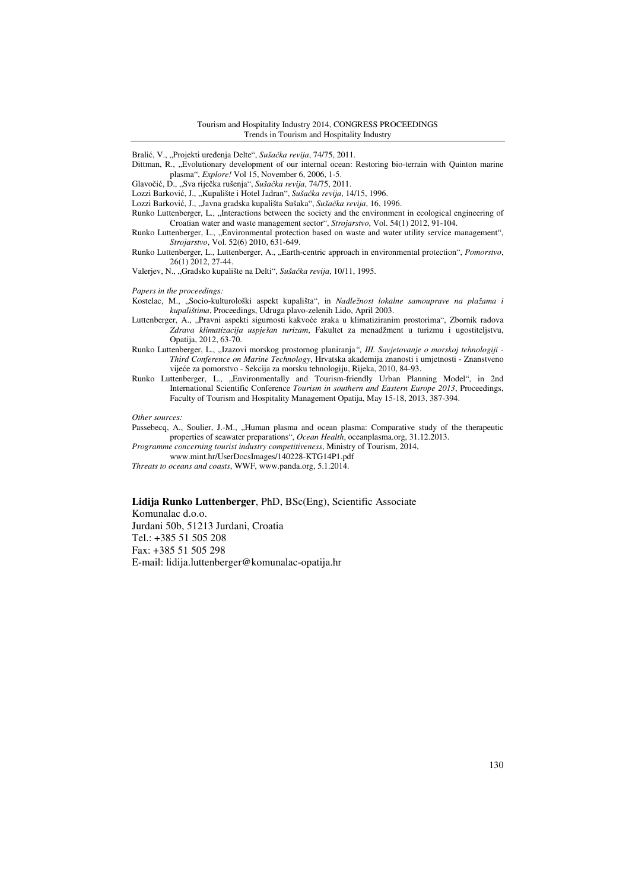Bralić, V., „Projekti uređenja Delte", *Sušačka revija*, 74/75, 2011.

Dittman, R., „Evolutionary development of our internal ocean: Restoring bio-terrain with Quinton marine plasma", *Explore!* Vol 15, November 6, 2006, 1-5.

Glavočić, D., „Sva riječka rušenja", *Sušačka revija*, 74/75, 2011.

Lozzi Barković, J., „Kupalište i Hotel Jadran", *Sušačka revija*, 14/15, 1996.

Lozzi Barković, J., „Javna gradska kupališta Sušaka", *Sušačka revija*, 16, 1996.

Runko Luttenberger, L., „Interactions between the society and the environment in ecological engineering of Croatian water and waste management sector", *Strojarstvo*, Vol. 54(1) 2012, 91-104.

Runko Luttenberger, L., „Environmental protection based on waste and water utility service management", *Strojarstvo*, Vol. 52(6) 2010, 631-649.

Runko Luttenberger, L., Luttenberger, A., „Earth-centric approach in environmental protection", *Pomorstvo*, 26(1) 2012, 27-44.

Valerjev, N., „Gradsko kupalište na Delti", *Sušačka revija*, 10/11, 1995.

*Papers in the proceedings:*

Kostelac, M., „Socio-kulturološki aspekt kupališta", in *Nadležnost lokalne samouprave na plažama i kupalištima*, Proceedings, Udruga plavo-zelenih Lido, April 2003.

Luttenberger, A., „Pravni aspekti sigurnosti kakvoće zraka u klimatiziranim prostorima", Zbornik radova *Zdrava klimatizacija uspješan turizam*, Fakultet za menadžment u turizmu i ugostiteljstvu, Opatija, 2012, 63-70.

Runko Luttenberger, L., „Izazovi morskog prostornog planiranja*", III. Savjetovanje o morskoj tehnologiji - Third Conference on Marine Technology*, Hrvatska akademija znanosti i umjetnosti - Znanstveno vijeće za pomorstvo - Sekcija za morsku tehnologiju, Rijeka, 2010, 84-93.

Runko Luttenberger, L., „Environmentally and Tourism-friendly Urban Planning Model", in 2nd International Scientific Conference *Tourism in southern and Eastern Europe 2013*, Proceedings, Faculty of Tourism and Hospitality Management Opatija, May 15-18, 2013, 387-394.

*Other sources:*

Passebecq, A., Soulier, J.-M., „Human plasma and ocean plasma: Comparative study of the therapeutic properties of seawater preparations", *Ocean Health*, oceanplasma.org, 31.12.2013.

*Programme concerning tourist industry competitiveness*, Ministry of Tourism, 2014, www.mint.hr/UserDocsImages/140228-KTG14P1.pdf

*Threats to oceans and coasts*, WWF, www.panda.org, 5.1.2014.

**Lidija Runko Luttenberger**, PhD, BSc(Eng), Scientific Associate
Komunalac d.o.o.
Jurdani 50b, 51213 Jurdani, Croatia
Tel.: +385 51 505 208
Fax: +385 51 505 298
E-mail: lidija.luttenberger@komunalac-opatija.hr